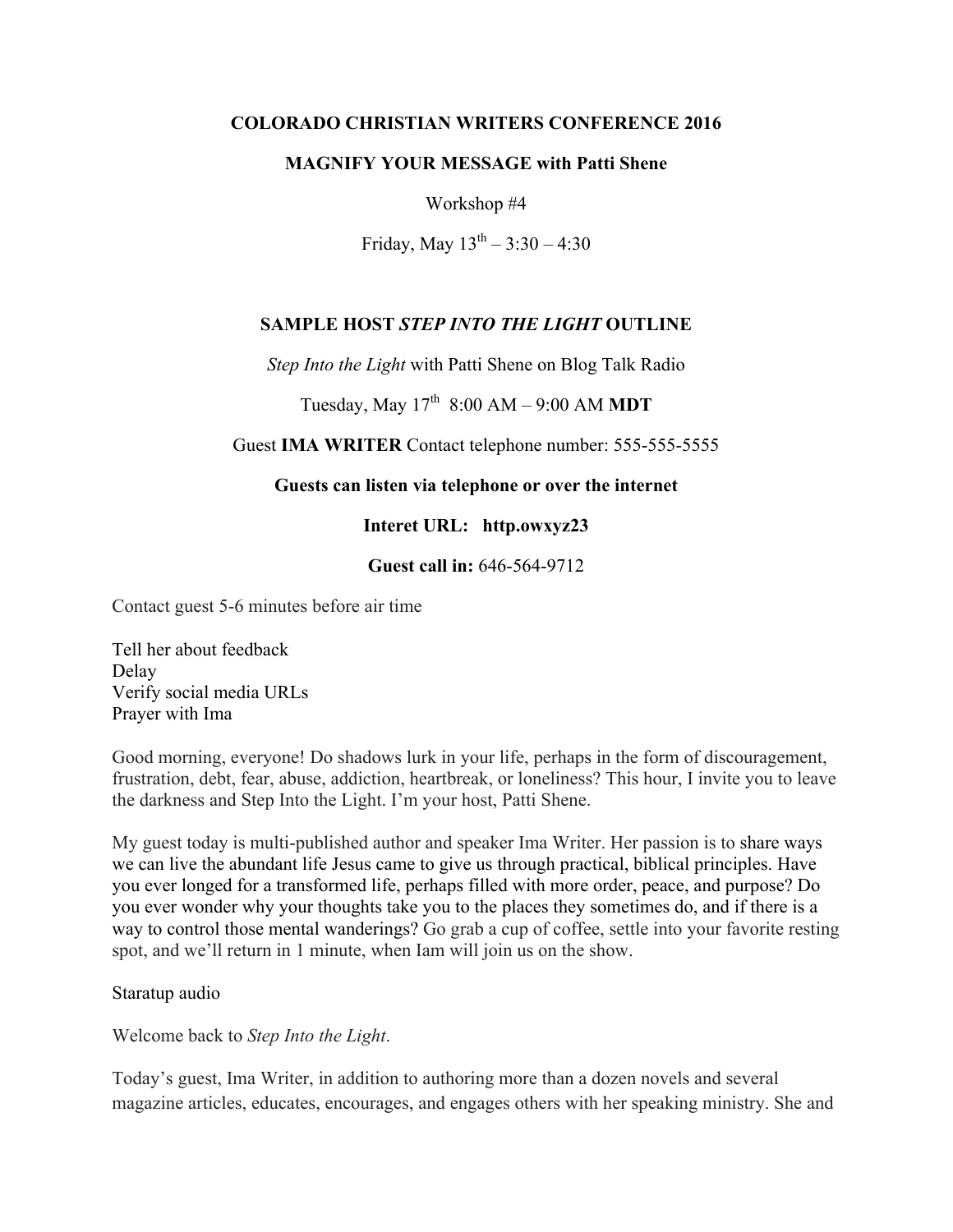**COLORADO CHRISTIAN WRITERS CONFERENCE 2016**

**MAGNIFY YOUR MESSAGE with Patti Shene**

Workshop #4

Friday, May 13th – 3:30 – 4:30

**SAMPLE HOST *STEP INTO THE LIGHT* OUTLINE**

*Step Into the Light* with Patti Shene on Blog Talk Radio

Tuesday, May 17th 8:00 AM – 9:00 AM **MDT**

Guest **IMA WRITER** Contact telephone number: 555-555-5555

**Guests can listen via telephone or over the internet**

**Interet URL: http.owxyz23**

**Guest call in:** 646-564-9712

Contact guest 5-6 minutes before air time

Tell her about feedback
Delay
Verify social media URLs
Prayer with Ima

Good morning, everyone! Do shadows lurk in your life, perhaps in the form of discouragement, frustration, debt, fear, abuse, addiction, heartbreak, or loneliness? This hour, I invite you to leave the darkness and Step Into the Light. I'm your host, Patti Shene.

My guest today is multi-published author and speaker Ima Writer. Her passion is to share ways we can live the abundant life Jesus came to give us through practical, biblical principles. Have you ever longed for a transformed life, perhaps filled with more order, peace, and purpose? Do you ever wonder why your thoughts take you to the places they sometimes do, and if there is a way to control those mental wanderings? Go grab a cup of coffee, settle into your favorite resting spot, and we'll return in 1 minute, when Iam will join us on the show.

Staratup audio

Welcome back to *Step Into the Light*.

Today's guest, Ima Writer, in addition to authoring more than a dozen novels and several magazine articles, educates, encourages, and engages others with her speaking ministry. She and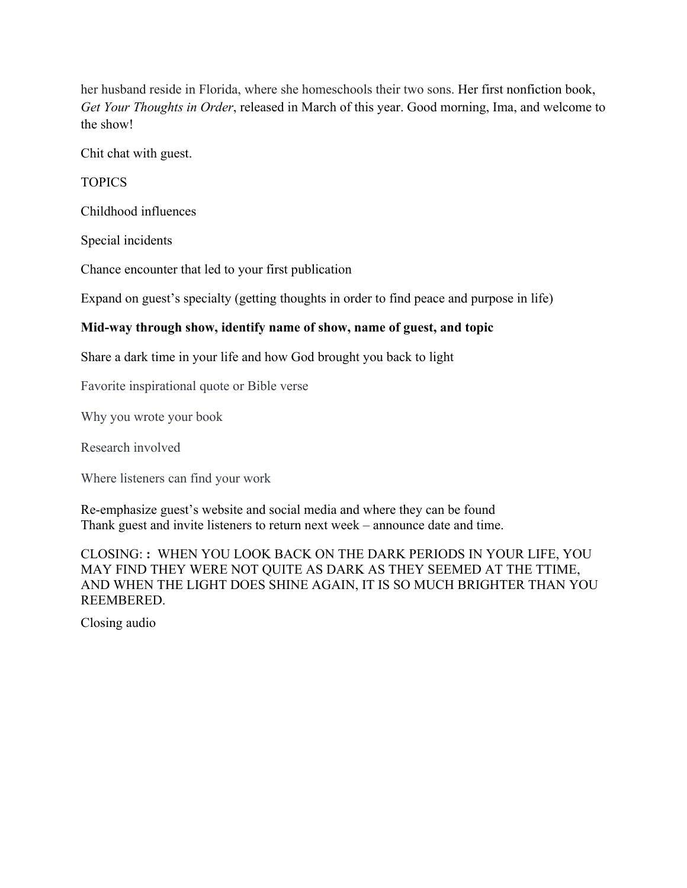her husband reside in Florida, where she homeschools their two sons. Her first nonfiction book, *Get Your Thoughts in Order*, released in March of this year. Good morning, Ima, and welcome to the show!

Chit chat with guest.

TOPICS

Childhood influences

Special incidents

Chance encounter that led to your first publication

Expand on guest's specialty (getting thoughts in order to find peace and purpose in life)

**Mid-way through show, identify name of show, name of guest, and topic**

Share a dark time in your life and how God brought you back to light

Favorite inspirational quote or Bible verse

Why you wrote your book

Research involved

Where listeners can find your work

Re-emphasize guest's website and social media and where they can be found
Thank guest and invite listeners to return next week – announce date and time.

CLOSING: **:** WHEN YOU LOOK BACK ON THE DARK PERIODS IN YOUR LIFE, YOU MAY FIND THEY WERE NOT QUITE AS DARK AS THEY SEEMED AT THE TTIME, AND WHEN THE LIGHT DOES SHINE AGAIN, IT IS SO MUCH BRIGHTER THAN YOU REEMBERED.

Closing audio